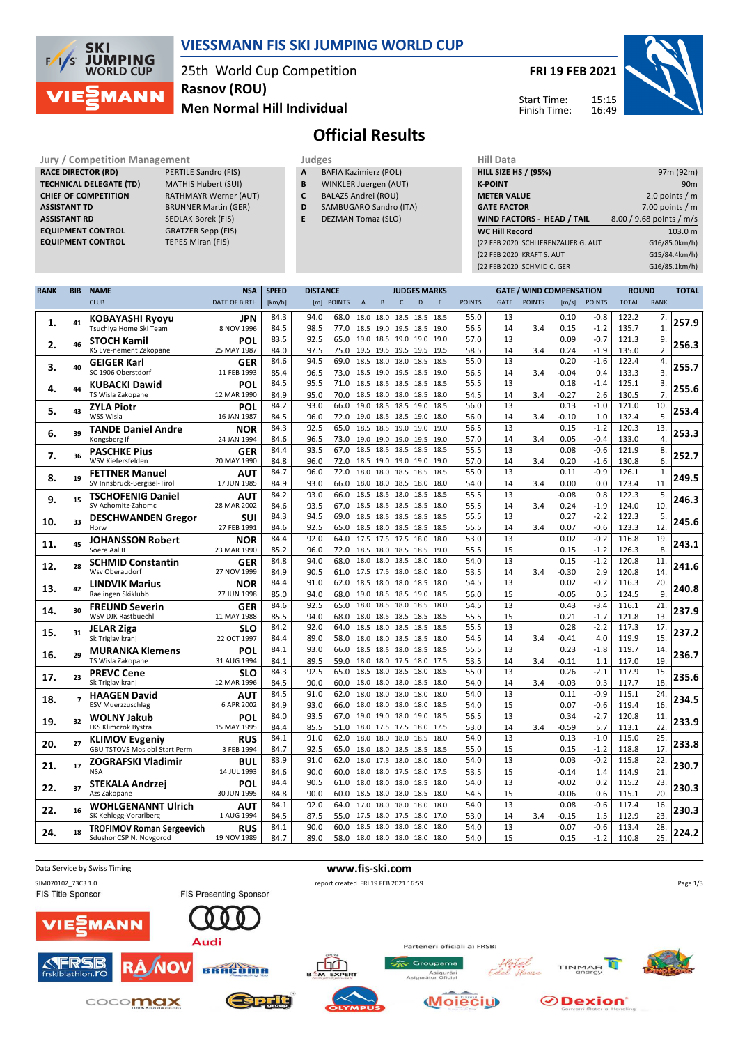# VIESSMANN FIS SKI JUMPING WORLD CUP

25th World Cup Competition
Rasnov (ROU)
Men Normal Hill Individual

FRI 19 FEB 2021

Start Time: 15:15
Finish Time: 16:49

## Official Results

**Jury / Competition Management**

| | |
|---|---|
| RACE DIRECTOR (RD) | PERTILE Sandro (FIS) |
| TECHNICAL DELEGATE (TD) | MATHIS Hubert (SUI) |
| CHIEF OF COMPETITION | RATHMAYR Werner (AUT) |
| ASSISTANT TD | BRUNNER Martin (GER) |
| ASSISTANT RD | SEDLAK Borek (FIS) |
| EQUIPMENT CONTROL | GRATZER Sepp (FIS) |
| EQUIPMENT CONTROL | TEPES Miran (FIS) |

**Judges**

| | |
|---|---|
| A | BAFIA Kazimierz (POL) |
| B | WINKLER Juergen (AUT) |
| C | BALAZS Andrei (ROU) |
| D | SAMBUGARO Sandro (ITA) |
| E | DEZMAN Tomaz (SLO) |

**Hill Data**

| | |
|---|---|
| HILL SIZE HS / (95%) | 97m (92m) |
| K-POINT | 90m |
| METER VALUE | 2.0 points / m |
| GATE FACTOR | 7.00 points / m |
| WIND FACTORS - HEAD / TAIL | 8.00 / 9.68 points / m/s |
| WC Hill Record | 103.0 m |
| (22 FEB 2020 SCHLIERENZAUER G. AUT | G16/85.0km/h) |
| (22 FEB 2020 KRAFT S. AUT | G15/84.4km/h) |
| (22 FEB 2020 SCHMID C. GER | G16/85.1km/h) |

| RANK | BIB | NAME / CLUB | NSA / DATE OF BIRTH | SPEED [km/h] | DISTANCE [m] | DISTANCE POINTS | A | B | C | D | E | JUDGES POINTS | GATE | GATE POINTS | WIND [m/s] | WIND POINTS | ROUND TOTAL | ROUND RANK | TOTAL |
|---|---|---|---|---|---|---|---|---|---|---|---|---|---|---|---|---|---|---|---|
| 1. | 41 | KOBAYASHI Ryoyu | JPN | 84.3 | 94.0 | 68.0 | 18.0 | 18.0 | 18.5 | 18.5 | 18.5 | 55.0 | 13 | | 0.10 | -0.8 | 122.2 | 7. | 257.9 |
| | | Tsuchiya Home Ski Team | 8 NOV 1996 | 84.5 | 98.5 | 77.0 | 18.5 | 19.0 | 19.5 | 18.5 | 19.0 | 56.5 | 14 | 3.4 | 0.15 | -1.2 | 135.7 | 1. | |
| 2. | 46 | STOCH Kamil | POL | 83.5 | 92.5 | 65.0 | 19.0 | 18.5 | 19.0 | 19.0 | 19.0 | 57.0 | 13 | | 0.09 | -0.7 | 121.3 | 9. | 256.3 |
| | | KS Eve-nement Zakopane | 25 MAY 1987 | 84.0 | 97.5 | 75.0 | 19.5 | 19.5 | 19.5 | 19.5 | 19.5 | 58.5 | 14 | 3.4 | 0.24 | -1.9 | 135.0 | 2. | |
| 3. | 40 | GEIGER Karl | GER | 84.6 | 94.5 | 69.0 | 18.5 | 18.0 | 18.0 | 18.5 | 18.5 | 55.0 | 13 | | 0.20 | -1.6 | 122.4 | 4. | 255.7 |
| | | SC 1906 Oberstdorf | 11 FEB 1993 | 85.4 | 96.5 | 73.0 | 18.5 | 19.0 | 19.5 | 18.5 | 19.0 | 56.5 | 14 | 3.4 | -0.04 | 0.4 | 133.3 | 3. | |
| 4. | 44 | KUBACKI Dawid | POL | 84.5 | 95.5 | 71.0 | 18.5 | 18.5 | 18.5 | 18.5 | 18.5 | 55.5 | 13 | | 0.18 | -1.4 | 125.1 | 3. | 255.6 |
| | | TS Wisla Zakopane | 12 MAR 1990 | 84.9 | 95.0 | 70.0 | 18.5 | 18.0 | 18.0 | 18.0 | 18.0 | 54.5 | 14 | 3.4 | -0.27 | 2.6 | 130.5 | 7. | |
| 5. | 43 | ZYLA Piotr | POL | 84.2 | 93.0 | 66.0 | 19.0 | 18.5 | 18.5 | 19.0 | 18.5 | 56.0 | 13 | | 0.13 | -1.0 | 121.0 | 10. | 253.4 |
| | | WSS Wisla | 16 JAN 1987 | 84.5 | 96.0 | 72.0 | 19.0 | 18.5 | 18.5 | 19.0 | 18.0 | 56.0 | 14 | 3.4 | -0.10 | 1.0 | 132.4 | 5. | |
| 6. | 39 | TANDE Daniel Andre | NOR | 84.3 | 92.5 | 65.0 | 18.5 | 18.5 | 19.0 | 19.0 | 19.0 | 56.5 | 13 | | 0.15 | -1.2 | 120.3 | 13. | 253.3 |
| | | Kongsberg If | 24 JAN 1994 | 84.6 | 96.5 | 73.0 | 19.0 | 19.0 | 19.0 | 19.5 | 19.0 | 57.0 | 14 | 3.4 | 0.05 | -0.4 | 133.0 | 4. | |
| 7. | 36 | PASCHKE Pius | GER | 84.4 | 93.5 | 67.0 | 18.5 | 18.5 | 18.5 | 18.5 | 18.5 | 55.5 | 13 | | 0.08 | -0.6 | 121.9 | 8. | 252.7 |
| | | WSV Kiefersfelden | 20 MAY 1990 | 84.8 | 96.0 | 72.0 | 18.5 | 19.0 | 19.0 | 19.0 | 19.0 | 57.0 | 14 | 3.4 | 0.20 | -1.6 | 130.8 | 6. | |
| 8. | 19 | FETTNER Manuel | AUT | 84.7 | 96.0 | 72.0 | 18.0 | 18.0 | 18.5 | 18.5 | 18.5 | 55.0 | 13 | | 0.11 | -0.9 | 126.1 | 1. | 249.5 |
| | | SV Innsbruck-Bergisel-Tirol | 17 JUN 1985 | 84.9 | 93.0 | 66.0 | 18.0 | 18.0 | 18.5 | 18.0 | 18.0 | 54.0 | 14 | 3.4 | 0.00 | 0.0 | 123.4 | 11. | |
| 9. | 15 | TSCHOFENIG Daniel | AUT | 84.2 | 93.0 | 66.0 | 18.5 | 18.5 | 18.0 | 18.5 | 18.5 | 55.5 | 13 | | -0.08 | 0.8 | 122.3 | 5. | 246.3 |
| | | SV Achomitz-Zahomc | 28 MAR 2002 | 84.6 | 93.5 | 67.0 | 18.5 | 18.5 | 18.5 | 18.5 | 18.0 | 55.5 | 14 | 3.4 | 0.24 | -1.9 | 124.0 | 10. | |
| 10. | 33 | DESCHWANDEN Gregor | SUI | 84.3 | 94.5 | 69.0 | 18.5 | 18.5 | 18.5 | 18.5 | 18.5 | 55.5 | 13 | | 0.27 | -2.2 | 122.3 | 5. | 245.6 |
| | | Horw | 27 FEB 1991 | 84.6 | 92.5 | 65.0 | 18.5 | 18.0 | 18.5 | 18.5 | 18.5 | 55.5 | 14 | 3.4 | 0.07 | -0.6 | 123.3 | 12. | |
| 11. | 45 | JOHANSSON Robert | NOR | 84.4 | 92.0 | 64.0 | 17.5 | 17.5 | 17.5 | 18.0 | 18.0 | 53.0 | 13 | | 0.02 | -0.2 | 116.8 | 19. | 243.1 |
| | | Soere Aal IL | 23 MAR 1990 | 85.2 | 96.0 | 72.0 | 18.5 | 18.0 | 18.5 | 18.5 | 19.0 | 55.5 | 15 | | 0.15 | -1.2 | 126.3 | 8. | |
| 12. | 28 | SCHMID Constantin | GER | 84.8 | 94.0 | 68.0 | 18.0 | 18.0 | 18.5 | 18.0 | 18.0 | 54.0 | 13 | | 0.15 | -1.2 | 120.8 | 11. | 241.6 |
| | | Wsv Oberaudorf | 27 NOV 1999 | 84.9 | 90.5 | 61.0 | 17.5 | 17.5 | 18.0 | 18.0 | 18.0 | 53.5 | 14 | 3.4 | -0.30 | 2.9 | 120.8 | 14. | |
| 13. | 42 | LINDVIK Marius | NOR | 84.4 | 91.0 | 62.0 | 18.5 | 18.0 | 18.0 | 18.5 | 18.0 | 54.5 | 13 | | 0.02 | -0.2 | 116.3 | 20. | 240.8 |
| | | Raelingen Skiklubb | 27 JUN 1998 | 85.0 | 94.0 | 68.0 | 19.0 | 18.5 | 18.5 | 19.0 | 18.5 | 56.0 | 15 | | -0.05 | 0.5 | 124.5 | 9. | |
| 14. | 30 | FREUND Severin | GER | 84.6 | 92.5 | 65.0 | 18.0 | 18.5 | 18.0 | 18.5 | 18.0 | 54.5 | 13 | | 0.43 | -3.4 | 116.1 | 21. | 237.9 |
| | | WSV DJK Rastbuechl | 11 MAY 1988 | 85.5 | 94.0 | 68.0 | 18.0 | 18.5 | 18.5 | 18.5 | 18.5 | 55.5 | 15 | | 0.21 | -1.7 | 121.8 | 13. | |
| 15. | 31 | JELAR Ziga | SLO | 84.2 | 92.0 | 64.0 | 18.5 | 18.0 | 18.5 | 18.5 | 18.5 | 55.5 | 13 | | 0.28 | -2.2 | 117.3 | 17. | 237.2 |
| | | Sk Triglav kranj | 22 OCT 1997 | 84.4 | 89.0 | 58.0 | 18.0 | 18.0 | 18.5 | 18.5 | 18.0 | 54.5 | 14 | 3.4 | -0.41 | 4.0 | 119.9 | 15. | |
| 16. | 29 | MURANKA Klemens | POL | 84.1 | 93.0 | 66.0 | 18.5 | 18.5 | 18.0 | 18.5 | 18.5 | 55.5 | 13 | | 0.23 | -1.8 | 119.7 | 14. | 236.7 |
| | | TS Wisla Zakopane | 31 AUG 1994 | 84.1 | 89.5 | 59.0 | 18.0 | 18.0 | 17.5 | 18.0 | 17.5 | 53.5 | 14 | 3.4 | -0.11 | 1.1 | 117.0 | 19. | |
| 17. | 23 | PREVC Cene | SLO | 84.3 | 92.5 | 65.0 | 18.5 | 18.0 | 18.5 | 18.0 | 18.5 | 55.0 | 13 | | 0.26 | -2.1 | 117.9 | 15. | 235.6 |
| | | Sk Triglav kranj | 12 MAR 1996 | 84.5 | 90.0 | 60.0 | 18.0 | 18.0 | 18.0 | 18.5 | 18.0 | 54.0 | 15 | | -0.03 | 0.3 | 117.7 | 18. | |
| 18. | 7 | HAAGEN David | AUT | 84.5 | 91.0 | 62.0 | 18.0 | 18.0 | 18.0 | 18.0 | 18.0 | 54.0 | 13 | | 0.11 | -0.9 | 115.1 | 24. | 234.5 |
| | | ESV Muerzzuschlag | 6 APR 2002 | 84.9 | 93.0 | 66.0 | 18.0 | 18.0 | 18.0 | 18.5 | 18.0 | 54.0 | 15 | | 0.07 | -0.6 | 119.4 | 16. | |
| 19. | 32 | WOLNY Jakub | POL | 84.0 | 93.5 | 67.0 | 19.0 | 19.0 | 18.0 | 19.0 | 18.5 | 56.5 | 13 | | 0.34 | -2.7 | 120.8 | 11. | 233.9 |
| | | LKS Klimczok Bystra | 15 MAY 1995 | 84.4 | 85.5 | 51.0 | 18.0 | 17.5 | 17.5 | 18.0 | 17.5 | 53.0 | 14 | 3.4 | -0.59 | 5.7 | 113.1 | 22. | |
| 20. | 27 | KLIMOV Evgeniy | RUS | 84.1 | 91.0 | 62.0 | 18.0 | 18.0 | 18.0 | 18.5 | 18.0 | 54.0 | 13 | | 0.13 | -1.0 | 115.0 | 25. | 233.8 |
| | | GBU TSTOVS Mos obl Start Perm | 3 FEB 1994 | 84.7 | 92.5 | 65.0 | 18.0 | 18.0 | 18.5 | 18.5 | 18.5 | 55.0 | 15 | | 0.15 | -1.2 | 118.8 | 17. | |
| 21. | 17 | ZOGRAFSKI Vladimir | BUL | 83.9 | 91.0 | 62.0 | 18.0 | 17.5 | 18.0 | 18.0 | 18.0 | 54.0 | 13 | | 0.03 | -0.2 | 115.8 | 22. | 230.7 |
| | | NSA | 14 JUL 1993 | 84.6 | 90.0 | 60.0 | 18.0 | 18.0 | 17.5 | 18.0 | 17.5 | 53.5 | 15 | | -0.14 | 1.4 | 114.9 | 21. | |
| 22. | 37 | STEKALA Andrzej | POL | 84.4 | 90.5 | 61.0 | 18.0 | 18.0 | 18.0 | 18.5 | 18.0 | 54.0 | 13 | | -0.02 | 0.2 | 115.2 | 23. | 230.3 |
| | | Azs Zakopane | 30 JUN 1995 | 84.8 | 90.0 | 60.0 | 18.5 | 18.0 | 18.0 | 18.5 | 18.0 | 54.5 | 15 | | -0.06 | 0.6 | 115.1 | 20. | |
| 22. | 16 | WOHLGENANNT Ulrich | AUT | 84.1 | 92.0 | 64.0 | 17.0 | 18.0 | 18.0 | 18.0 | 18.0 | 54.0 | 13 | | 0.08 | -0.6 | 117.4 | 16. | 230.3 |
| | | SK Kehlegg-Vorarlberg | 1 AUG 1994 | 84.5 | 87.5 | 55.0 | 17.5 | 18.0 | 17.5 | 18.0 | 17.0 | 53.0 | 14 | 3.4 | -0.15 | 1.5 | 112.9 | 23. | |
| 24. | 18 | TROFIMOV Roman Sergeevich | RUS | 84.1 | 90.0 | 60.0 | 18.5 | 18.0 | 18.0 | 18.0 | 18.0 | 54.0 | 13 | | 0.07 | -0.6 | 113.4 | 28. | 224.2 |
| | | Sdushor CSP N. Novgorod | 19 NOV 1989 | 84.7 | 89.0 | 58.0 | 18.0 | 18.0 | 18.0 | 18.0 | 18.0 | 54.0 | 15 | | 0.15 | -1.2 | 110.8 | 25. | |

Data Service by Swiss Timing — www.fis-ski.com

SJM070102_73C3 1.0 — report created FRI 19 FEB 2021 16:59

FIS Title Sponsor: VIESSMANN — FIS Presenting Sponsor: Audi

Parteneri oficiali ai FRSB: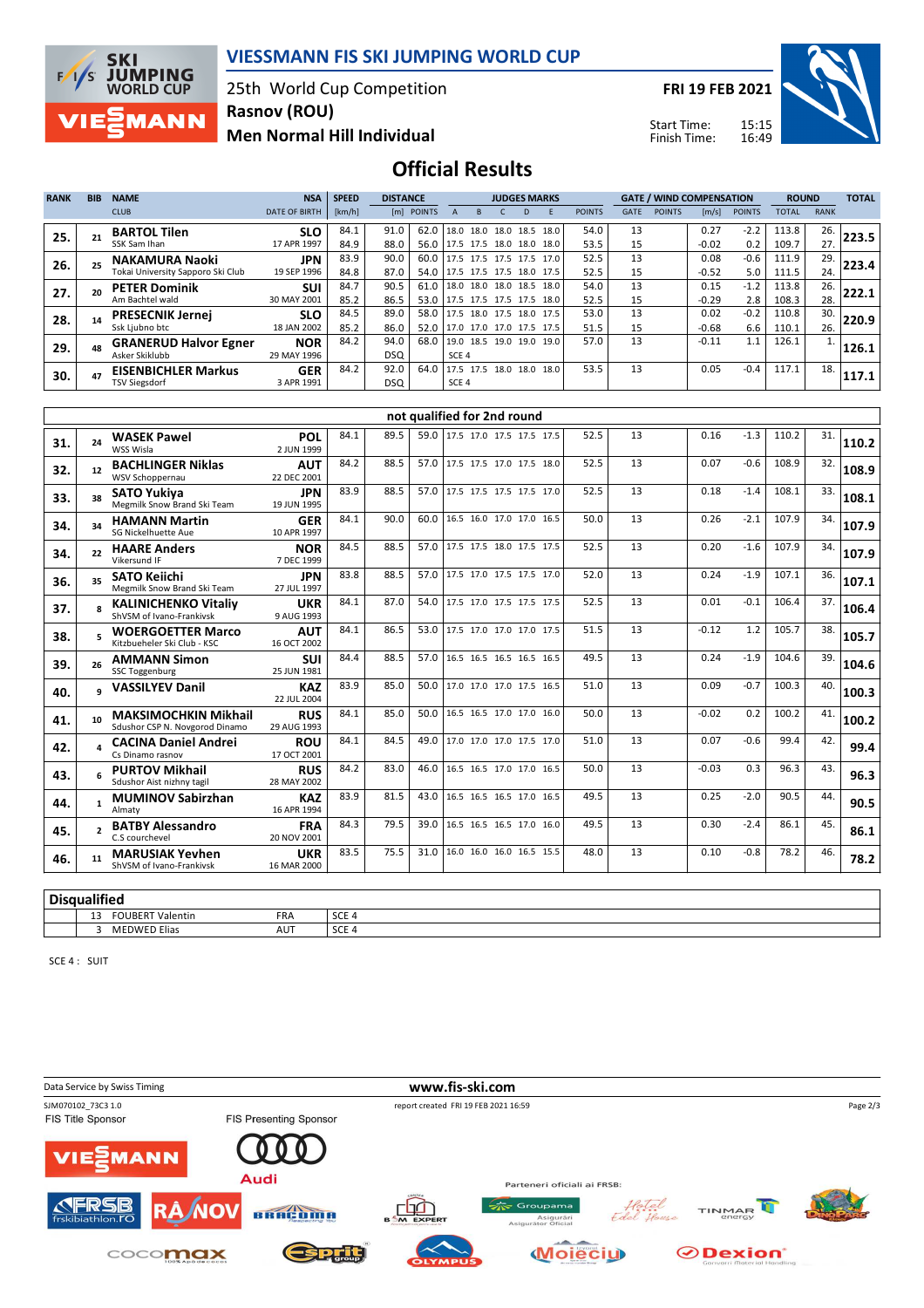# VIESSMANN FIS SKI JUMPING WORLD CUP

25th World Cup Competition
Rasnov (ROU)
Men Normal Hill Individual

FRI 19 FEB 2021

Start Time: 15:15
Finish Time: 16:49

## Official Results

| RANK | BIB | NAME / CLUB | NSA / DATE OF BIRTH | SPEED [km/h] | DISTANCE [m] | DISTANCE POINTS | A | B | C | D | E | JUDGES POINTS | GATE | GATE POINTS | WIND [m/s] | WIND POINTS | ROUND TOTAL | ROUND RANK | TOTAL |
|---|---|---|---|---|---|---|---|---|---|---|---|---|---|---|---|---|---|---|---|
| 25. | 21 | **BARTOL Tilen** | **SLO** | 84.1 | 91.0 | 62.0 | 18.0 | 18.0 | 18.0 | 18.5 | 18.0 | 54.0 | 13 | | 0.27 | -2.2 | 113.8 | 26. | 223.5 |
| | | SSK Sam Ihan | 17 APR 1997 | 84.9 | 88.0 | 56.0 | 17.5 | 17.5 | 18.0 | 18.0 | 18.0 | 53.5 | 15 | | -0.02 | 0.2 | 109.7 | 27. | |
| 26. | 25 | **NAKAMURA Naoki** | **JPN** | 83.9 | 90.0 | 60.0 | 17.5 | 17.5 | 17.5 | 17.5 | 17.0 | 52.5 | 13 | | 0.08 | -0.6 | 111.9 | 29. | 223.4 |
| | | Tokai University Sapporo Ski Club | 19 SEP 1996 | 84.8 | 87.0 | 54.0 | 17.5 | 17.5 | 17.5 | 18.0 | 17.5 | 52.5 | 15 | | -0.52 | 5.0 | 111.5 | 24. | |
| 27. | 20 | **PETER Dominik** | **SUI** | 84.7 | 90.5 | 61.0 | 18.0 | 18.0 | 18.0 | 18.5 | 18.0 | 54.0 | 13 | | 0.15 | -1.2 | 113.8 | 26. | 222.1 |
| | | Am Bachtel wald | 30 MAY 2001 | 85.2 | 86.5 | 53.0 | 17.5 | 17.5 | 17.5 | 17.5 | 18.0 | 52.5 | 15 | | -0.29 | 2.8 | 108.3 | 28. | |
| 28. | 14 | **PRESECNIK Jernej** | **SLO** | 84.5 | 89.0 | 58.0 | 17.5 | 18.0 | 17.5 | 18.0 | 17.5 | 53.0 | 13 | | 0.02 | -0.2 | 110.8 | 30. | 220.9 |
| | | Ssk Ljubno btc | 18 JAN 2002 | 85.2 | 86.0 | 52.0 | 17.0 | 17.0 | 17.0 | 17.5 | 17.5 | 51.5 | 15 | | -0.68 | 6.6 | 110.1 | 26. | |
| 29. | 48 | **GRANERUD Halvor Egner** | **NOR** | 84.2 | 94.0 | 68.0 | 19.0 | 18.5 | 19.0 | 19.0 | 19.0 | 57.0 | 13 | | -0.11 | 1.1 | 126.1 | 1. | 126.1 |
| | | Asker Skiklubb | 29 MAY 1996 | | DSQ | | SCE 4 | | | | | | | | | | | | |
| 30. | 47 | **EISENBICHLER Markus** | **GER** | 84.2 | 92.0 | 64.0 | 17.5 | 17.5 | 18.0 | 18.0 | 18.0 | 53.5 | 13 | | 0.05 | -0.4 | 117.1 | 18. | 117.1 |
| | | TSV Siegsdorf | 3 APR 1991 | | DSQ | | SCE 4 | | | | | | | | | | | | |

### not qualified for 2nd round

| RANK | BIB | NAME / CLUB | NSA / DATE OF BIRTH | SPEED [km/h] | DISTANCE [m] | DISTANCE POINTS | A | B | C | D | E | JUDGES POINTS | GATE | GATE POINTS | WIND [m/s] | WIND POINTS | ROUND TOTAL | ROUND RANK | TOTAL |
|---|---|---|---|---|---|---|---|---|---|---|---|---|---|---|---|---|---|---|---|
| 31. | 24 | **WASEK Pawel** / WSS Wisla | **POL** / 2 JUN 1999 | 84.1 | 89.5 | 59.0 | 17.5 | 17.0 | 17.5 | 17.5 | 17.5 | 52.5 | 13 | | 0.16 | -1.3 | 110.2 | 31. | 110.2 |
| 32. | 12 | **BACHLINGER Niklas** / WSV Schoppernau | **AUT** / 22 DEC 2001 | 84.2 | 88.5 | 57.0 | 17.5 | 17.5 | 17.0 | 17.5 | 18.0 | 52.5 | 13 | | 0.07 | -0.6 | 108.9 | 32. | 108.9 |
| 33. | 38 | **SATO Yukiya** / Megmilk Snow Brand Ski Team | **JPN** / 19 JUN 1995 | 83.9 | 88.5 | 57.0 | 17.5 | 17.5 | 17.5 | 17.5 | 17.0 | 52.5 | 13 | | 0.18 | -1.4 | 108.1 | 33. | 108.1 |
| 34. | 34 | **HAMANN Martin** / SG Nickelhuette Aue | **GER** / 10 APR 1997 | 84.1 | 90.0 | 60.0 | 16.5 | 16.0 | 17.0 | 17.0 | 16.5 | 50.0 | 13 | | 0.26 | -2.1 | 107.9 | 34. | 107.9 |
| 34. | 22 | **HAARE Anders** / Vikersund IF | **NOR** / 7 DEC 1999 | 84.5 | 88.5 | 57.0 | 17.5 | 17.5 | 18.0 | 17.5 | 17.5 | 52.5 | 13 | | 0.20 | -1.6 | 107.9 | 34. | 107.9 |
| 36. | 35 | **SATO Keiichi** / Megmilk Snow Brand Ski Team | **JPN** / 27 JUL 1997 | 83.8 | 88.5 | 57.0 | 17.5 | 17.0 | 17.5 | 17.5 | 17.0 | 52.0 | 13 | | 0.24 | -1.9 | 107.1 | 36. | 107.1 |
| 37. | 8 | **KALINICHENKO Vitaliy** / ShVSM of Ivano-Frankivsk | **UKR** / 9 AUG 1993 | 84.1 | 87.0 | 54.0 | 17.5 | 17.0 | 17.5 | 17.5 | 17.5 | 52.5 | 13 | | 0.01 | -0.1 | 106.4 | 37. | 106.4 |
| 38. | 5 | **WOERGOETTER Marco** / Kitzbueheler Ski Club - KSC | **AUT** / 16 OCT 2002 | 84.1 | 86.5 | 53.0 | 17.5 | 17.0 | 17.0 | 17.0 | 17.5 | 51.5 | 13 | | -0.12 | 1.2 | 105.7 | 38. | 105.7 |
| 39. | 26 | **AMMANN Simon** / SSC Toggenburg | **SUI** / 25 JUN 1981 | 84.4 | 88.5 | 57.0 | 16.5 | 16.5 | 16.5 | 16.5 | 16.5 | 49.5 | 13 | | 0.24 | -1.9 | 104.6 | 39. | 104.6 |
| 40. | 9 | **VASSILYEV Danil** | **KAZ** / 22 JUL 2004 | 83.9 | 85.0 | 50.0 | 17.0 | 17.0 | 17.0 | 17.5 | 16.5 | 51.0 | 13 | | 0.09 | -0.7 | 100.3 | 40. | 100.3 |
| 41. | 10 | **MAKSIMOCHKIN Mikhail** / Sdushor CSP N. Novgorod Dinamo | **RUS** / 29 AUG 1993 | 84.1 | 85.0 | 50.0 | 16.5 | 16.5 | 17.0 | 17.0 | 16.0 | 50.0 | 13 | | -0.02 | 0.2 | 100.2 | 41. | 100.2 |
| 42. | 4 | **CACINA Daniel Andrei** / Cs Dinamo rasnov | **ROU** / 17 OCT 2001 | 84.1 | 84.5 | 49.0 | 17.0 | 17.0 | 17.0 | 17.5 | 17.0 | 51.0 | 13 | | 0.07 | -0.6 | 99.4 | 42. | 99.4 |
| 43. | 6 | **PURTOV Mikhail** / Sdushor Aist nizhny tagil | **RUS** / 28 MAY 2002 | 84.2 | 83.0 | 46.0 | 16.5 | 16.5 | 17.0 | 17.0 | 16.5 | 50.0 | 13 | | -0.03 | 0.3 | 96.3 | 43. | 96.3 |
| 44. | 1 | **MUMINOV Sabirzhan** / Almaty | **KAZ** / 16 APR 1994 | 83.9 | 81.5 | 43.0 | 16.5 | 16.5 | 16.5 | 17.0 | 16.5 | 49.5 | 13 | | 0.25 | -2.0 | 90.5 | 44. | 90.5 |
| 45. | 2 | **BATBY Alessandro** / C.S courchevel | **FRA** / 20 NOV 2001 | 84.3 | 79.5 | 39.0 | 16.5 | 16.5 | 16.5 | 17.0 | 16.0 | 49.5 | 13 | | 0.30 | -2.4 | 86.1 | 45. | 86.1 |
| 46. | 11 | **MARUSIAK Yevhen** / ShVSM of Ivano-Frankivsk | **UKR** / 16 MAR 2000 | 83.5 | 75.5 | 31.0 | 16.0 | 16.0 | 16.0 | 16.5 | 15.5 | 48.0 | 13 | | 0.10 | -0.8 | 78.2 | 46. | 78.2 |

### Disqualified

| BIB | NAME | NSA | |
|---|---|---|---|
| 13 | FOUBERT Valentin | FRA | SCE 4 |
| 3 | MEDWED Elias | AUT | SCE 4 |

SCE 4 : SUIT

Data Service by Swiss Timing — www.fis-ski.com

SJM070102_73C3 1.0 — report created FRI 19 FEB 2021 16:59

FIS Title Sponsor: VIESSMANN — FIS Presenting Sponsor: Audi

Parteneri oficiali ai FRSB: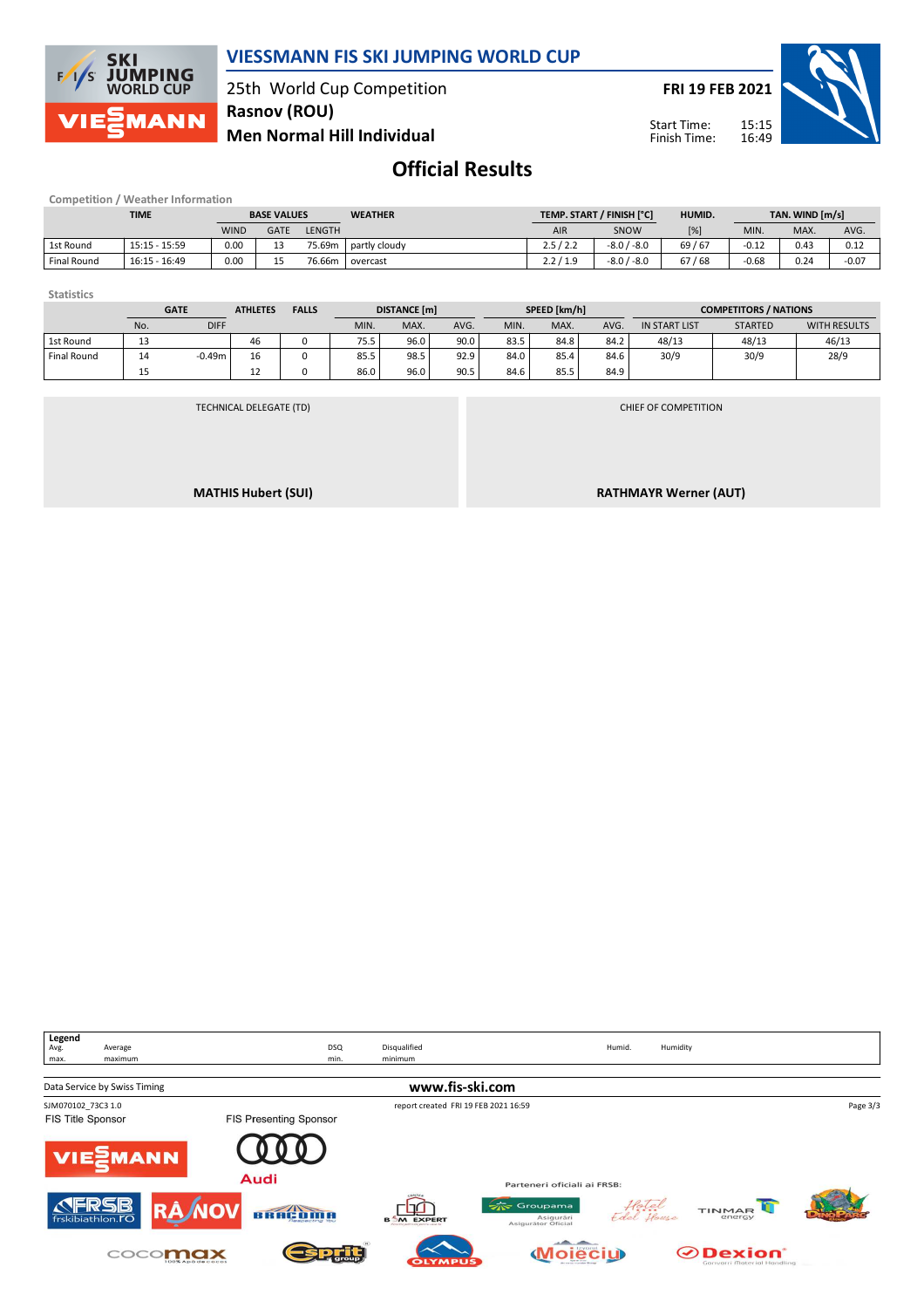# VIESSMANN FIS SKI JUMPING WORLD CUP

25th World Cup Competition
**Rasnov (ROU)**
**Men Normal Hill Individual**

**FRI 19 FEB 2021**

Start Time: 15:15
Finish Time: 16:49

## Official Results

### Competition / Weather Information

| TIME | | BASE VALUES | | | WEATHER | TEMP. START / FINISH [°C] | | HUMID. | TAN. WIND [m/s] | | |
|---|---|---|---|---|---|---|---|---|---|---|---|
| | | WIND | GATE | LENGTH | | AIR | SNOW | [%] | MIN. | MAX. | AVG. |
| 1st Round | 15:15 - 15:59 | 0.00 | 13 | 75.69m | partly cloudy | 2.5 / 2.2 | -8.0 / -8.0 | 69 / 67 | -0.12 | 0.43 | 0.12 |
| Final Round | 16:15 - 16:49 | 0.00 | 15 | 76.66m | overcast | 2.2 / 1.9 | -8.0 / -8.0 | 67 / 68 | -0.68 | 0.24 | -0.07 |

### Statistics

| | GATE | | ATHLETES | FALLS | DISTANCE [m] | | | SPEED [km/h] | | | COMPETITORS / NATIONS | | |
|---|---|---|---|---|---|---|---|---|---|---|---|---|---|
| | No. | DIFF | | | MIN. | MAX. | AVG. | MIN. | MAX. | AVG. | IN START LIST | STARTED | WITH RESULTS |
| 1st Round | 13 | | 46 | 0 | 75.5 | 96.0 | 90.0 | 83.5 | 84.8 | 84.2 | 48/13 | 48/13 | 46/13 |
| Final Round | 14 | -0.49m | 16 | 0 | 85.5 | 98.5 | 92.9 | 84.0 | 85.4 | 84.6 | 30/9 | 30/9 | 28/9 |
| | 15 | | 12 | 0 | 86.0 | 96.0 | 90.5 | 84.6 | 85.5 | 84.9 | | | |

| TECHNICAL DELEGATE (TD) | CHIEF OF COMPETITION |
|---|---|
| **MATHIS Hubert (SUI)** | **RATHMAYR Werner (AUT)** |

**Legend**

| | | | | | |
|---|---|---|---|---|---|
| Avg. | Average | DSQ | Disqualified | Humid. | Humidity |
| max. | maximum | min. | minimum | | |

Data Service by Swiss Timing

www.fis-ski.com

SJM070102_73C3 1.0 report created FRI 19 FEB 2021 16:59

FIS Title Sponsor: VIESSMANN
FIS Presenting Sponsor: Audi

Parteneri oficiali ai FRSB: